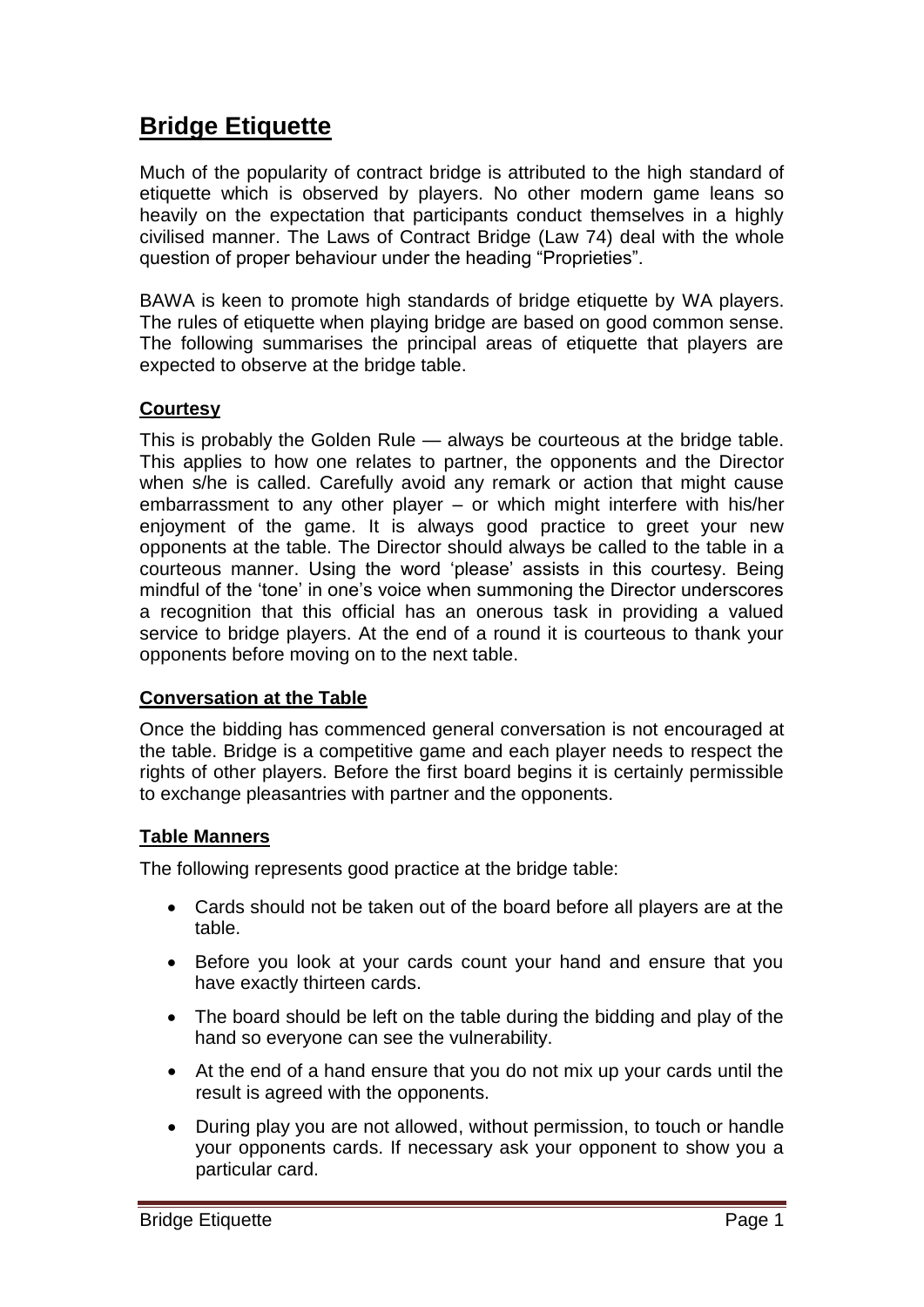# Bridge Etiquette

Much of the popularity of contract bridge is attributed to the high standard of etiquette which is observed by players. No other modern game leans so heavily on the expectation that participants conduct themselves in a highly civilised manner. The Laws of Contract Bridge (Law 74) deal with the whole question of proper behaviour under the heading "Proprieties".

BAWA is keen to promote high standards of bridge etiquette by WA players. The rules of etiquette when playing bridge are based on good common sense. The following summarises the principal areas of etiquette that players are expected to observe at the bridge table.

## Courtesy

This is probably the Golden Rule — always be courteous at the bridge table. This applies to how one relates to partner, the opponents and the Director when s/he is called. Carefully avoid any remark or action that might cause embarrassment to any other player – or which might interfere with his/her enjoyment of the game. It is always good practice to greet your new opponents at the table. The Director should always be called to the table in a courteous manner. Using the word 'please' assists in this courtesy. Being mindful of the 'tone' in one's voice when summoning the Director underscores a recognition that this official has an onerous task in providing a valued service to bridge players. At the end of a round it is courteous to thank your opponents before moving on to the next table.

## Conversation at the Table

Once the bidding has commenced general conversation is not encouraged at the table. Bridge is a competitive game and each player needs to respect the rights of other players. Before the first board begins it is certainly permissible to exchange pleasantries with partner and the opponents.

## Table Manners

The following represents good practice at the bridge table:

- Cards should not be taken out of the board before all players are at the table.
- Before you look at your cards count your hand and ensure that you have exactly thirteen cards.
- The board should be left on the table during the bidding and play of the hand so everyone can see the vulnerability.
- At the end of a hand ensure that you do not mix up your cards until the result is agreed with the opponents.
- During play you are not allowed, without permission, to touch or handle your opponents cards. If necessary ask your opponent to show you a particular card.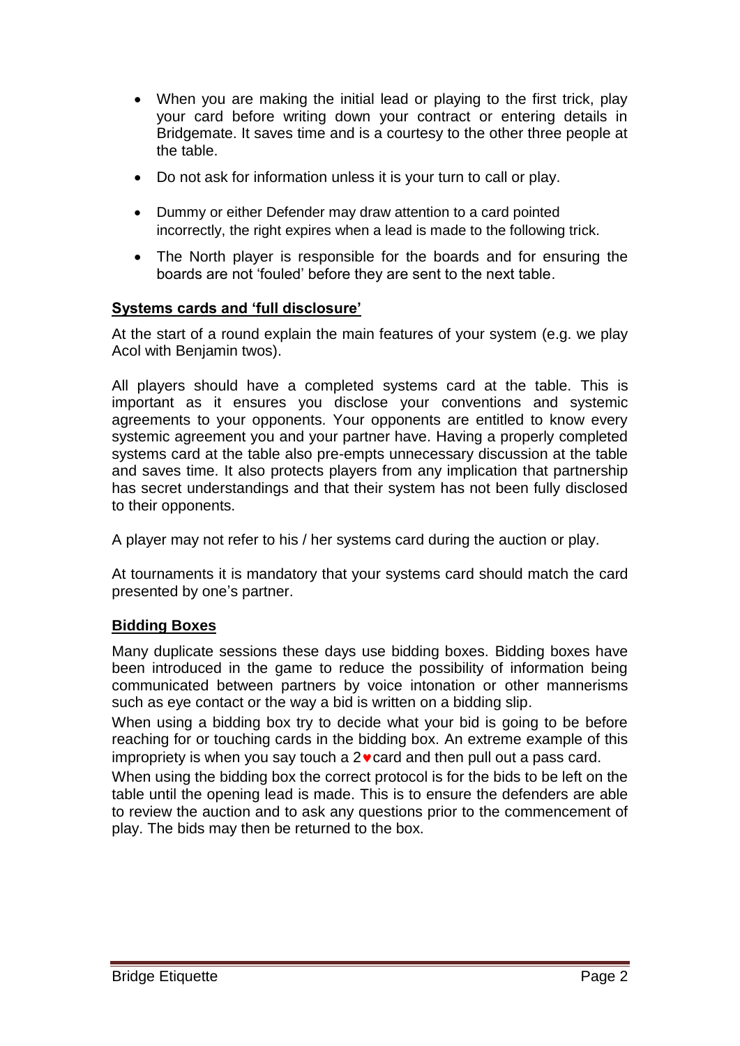- When you are making the initial lead or playing to the first trick, play your card before writing down your contract or entering details in Bridgemate. It saves time and is a courtesy to the other three people at the table.
- Do not ask for information unless it is your turn to call or play.
- Dummy or either Defender may draw attention to a card pointed incorrectly, the right expires when a lead is made to the following trick.
- The North player is responsible for the boards and for ensuring the boards are not 'fouled' before they are sent to the next table.

## **Systems cards and 'full disclosure'**

At the start of a round explain the main features of your system (e.g. we play Acol with Benjamin twos).

All players should have a completed systems card at the table. This is important as it ensures you disclose your conventions and systemic agreements to your opponents. Your opponents are entitled to know every systemic agreement you and your partner have. Having a properly completed systems card at the table also pre-empts unnecessary discussion at the table and saves time. It also protects players from any implication that partnership has secret understandings and that their system has not been fully disclosed to their opponents.

A player may not refer to his / her systems card during the auction or play.

At tournaments it is mandatory that your systems card should match the card presented by one's partner.

## **Bidding Boxes**

Many duplicate sessions these days use bidding boxes. Bidding boxes have been introduced in the game to reduce the possibility of information being communicated between partners by voice intonation or other mannerisms such as eye contact or the way a bid is written on a bidding slip.

When using a bidding box try to decide what your bid is going to be before reaching for or touching cards in the bidding box. An extreme example of this impropriety is when you say touch a 2♥card and then pull out a pass card.

When using the bidding box the correct protocol is for the bids to be left on the table until the opening lead is made. This is to ensure the defenders are able to review the auction and to ask any questions prior to the commencement of play. The bids may then be returned to the box.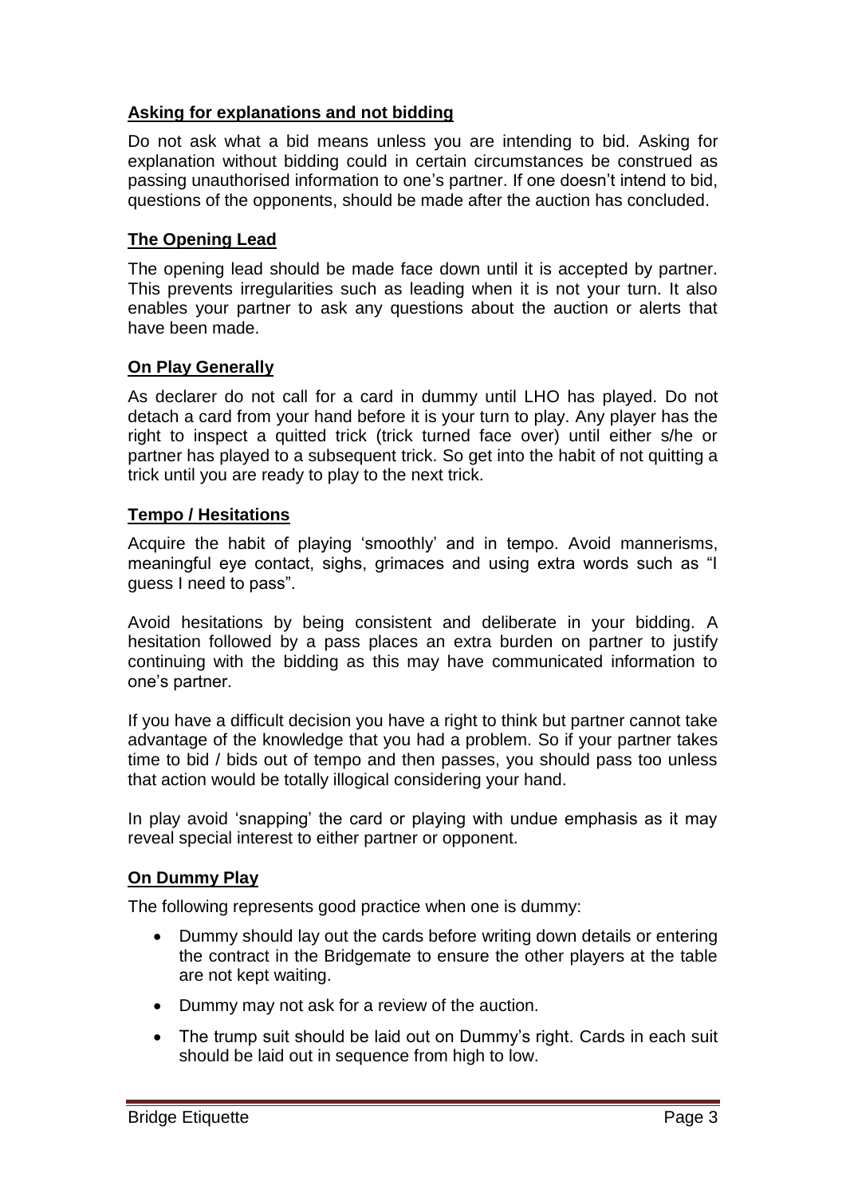### Asking for explanations and not bidding

Do not ask what a bid means unless you are intending to bid. Asking for explanation without bidding could in certain circumstances be construed as passing unauthorised information to one's partner. If one doesn't intend to bid, questions of the opponents, should be made after the auction has concluded.

### The Opening Lead

The opening lead should be made face down until it is accepted by partner. This prevents irregularities such as leading when it is not your turn. It also enables your partner to ask any questions about the auction or alerts that have been made.

### On Play Generally

As declarer do not call for a card in dummy until LHO has played. Do not detach a card from your hand before it is your turn to play. Any player has the right to inspect a quitted trick (trick turned face over) until either s/he or partner has played to a subsequent trick. So get into the habit of not quitting a trick until you are ready to play to the next trick.

### Tempo / Hesitations

Acquire the habit of playing 'smoothly' and in tempo. Avoid mannerisms, meaningful eye contact, sighs, grimaces and using extra words such as "I guess I need to pass".

Avoid hesitations by being consistent and deliberate in your bidding. A hesitation followed by a pass places an extra burden on partner to justify continuing with the bidding as this may have communicated information to one's partner.

If you have a difficult decision you have a right to think but partner cannot take advantage of the knowledge that you had a problem. So if your partner takes time to bid / bids out of tempo and then passes, you should pass too unless that action would be totally illogical considering your hand.

In play avoid 'snapping' the card or playing with undue emphasis as it may reveal special interest to either partner or opponent.

### On Dummy Play

The following represents good practice when one is dummy:

- Dummy should lay out the cards before writing down details or entering the contract in the Bridgemate to ensure the other players at the table are not kept waiting.
- Dummy may not ask for a review of the auction.
- The trump suit should be laid out on Dummy's right. Cards in each suit should be laid out in sequence from high to low.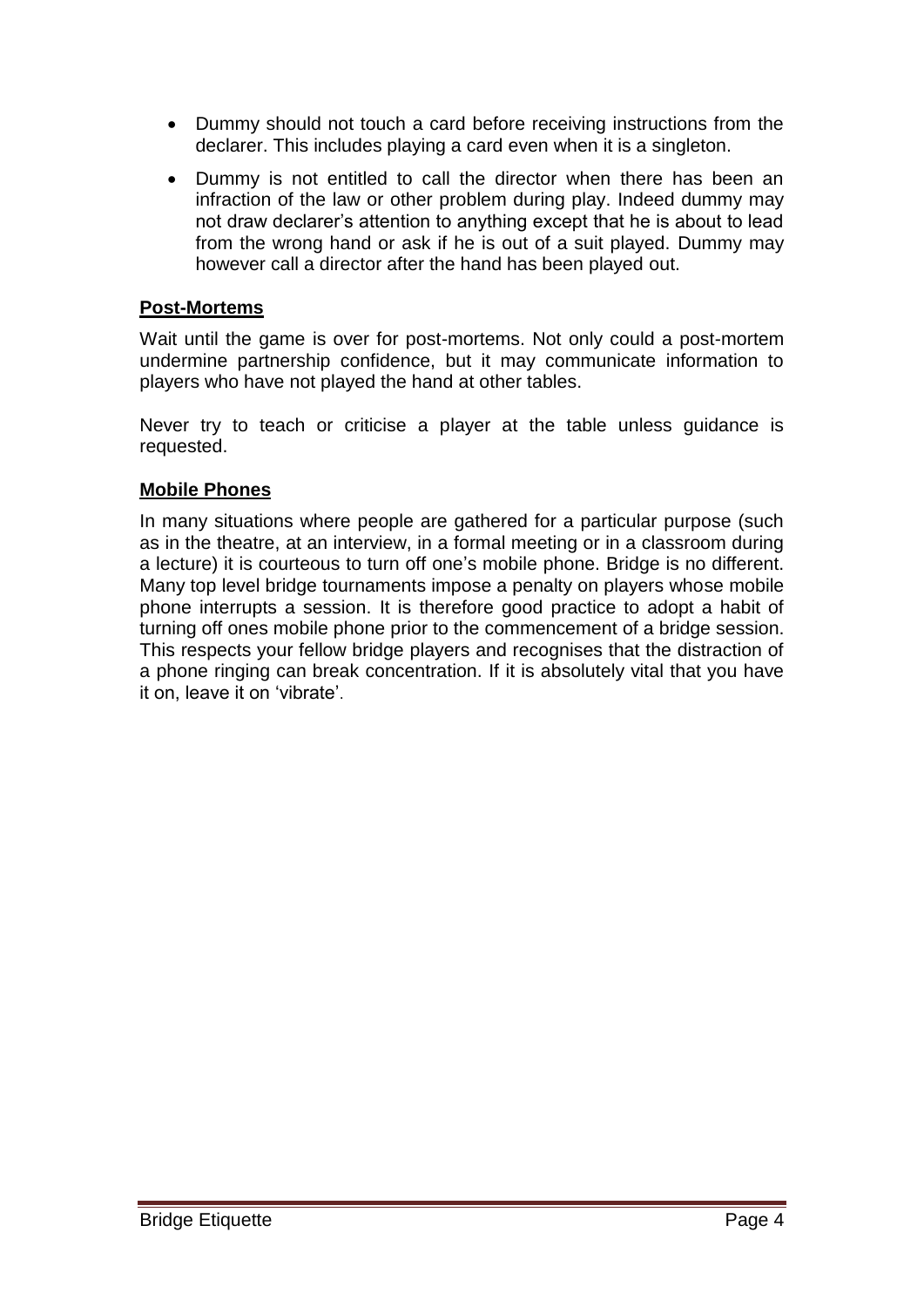- Dummy should not touch a card before receiving instructions from the declarer. This includes playing a card even when it is a singleton.
- Dummy is not entitled to call the director when there has been an infraction of the law or other problem during play. Indeed dummy may not draw declarer's attention to anything except that he is about to lead from the wrong hand or ask if he is out of a suit played. Dummy may however call a director after the hand has been played out.

## Post-Mortems

Wait until the game is over for post-mortems. Not only could a post-mortem undermine partnership confidence, but it may communicate information to players who have not played the hand at other tables.

Never try to teach or criticise a player at the table unless guidance is requested.

## Mobile Phones

In many situations where people are gathered for a particular purpose (such as in the theatre, at an interview, in a formal meeting or in a classroom during a lecture) it is courteous to turn off one's mobile phone. Bridge is no different. Many top level bridge tournaments impose a penalty on players whose mobile phone interrupts a session. It is therefore good practice to adopt a habit of turning off ones mobile phone prior to the commencement of a bridge session. This respects your fellow bridge players and recognises that the distraction of a phone ringing can break concentration. If it is absolutely vital that you have it on, leave it on 'vibrate'.